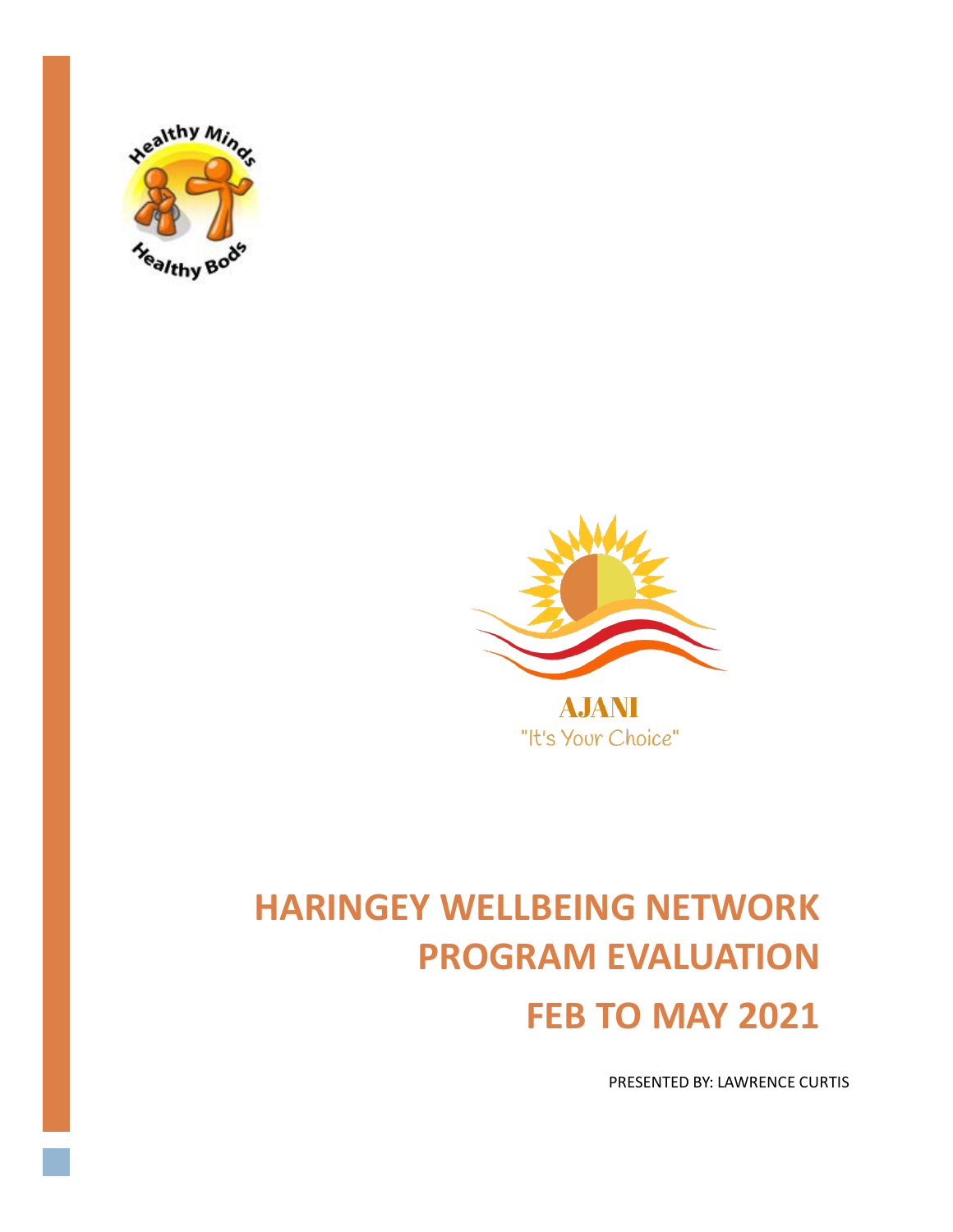Healthy Minds Healthy Bods

AJANI
"It's Your Choice"

# HARINGEY WELLBEING NETWORK PROGRAM EVALUATION FEB TO MAY 2021

PRESENTED BY: LAWRENCE CURTIS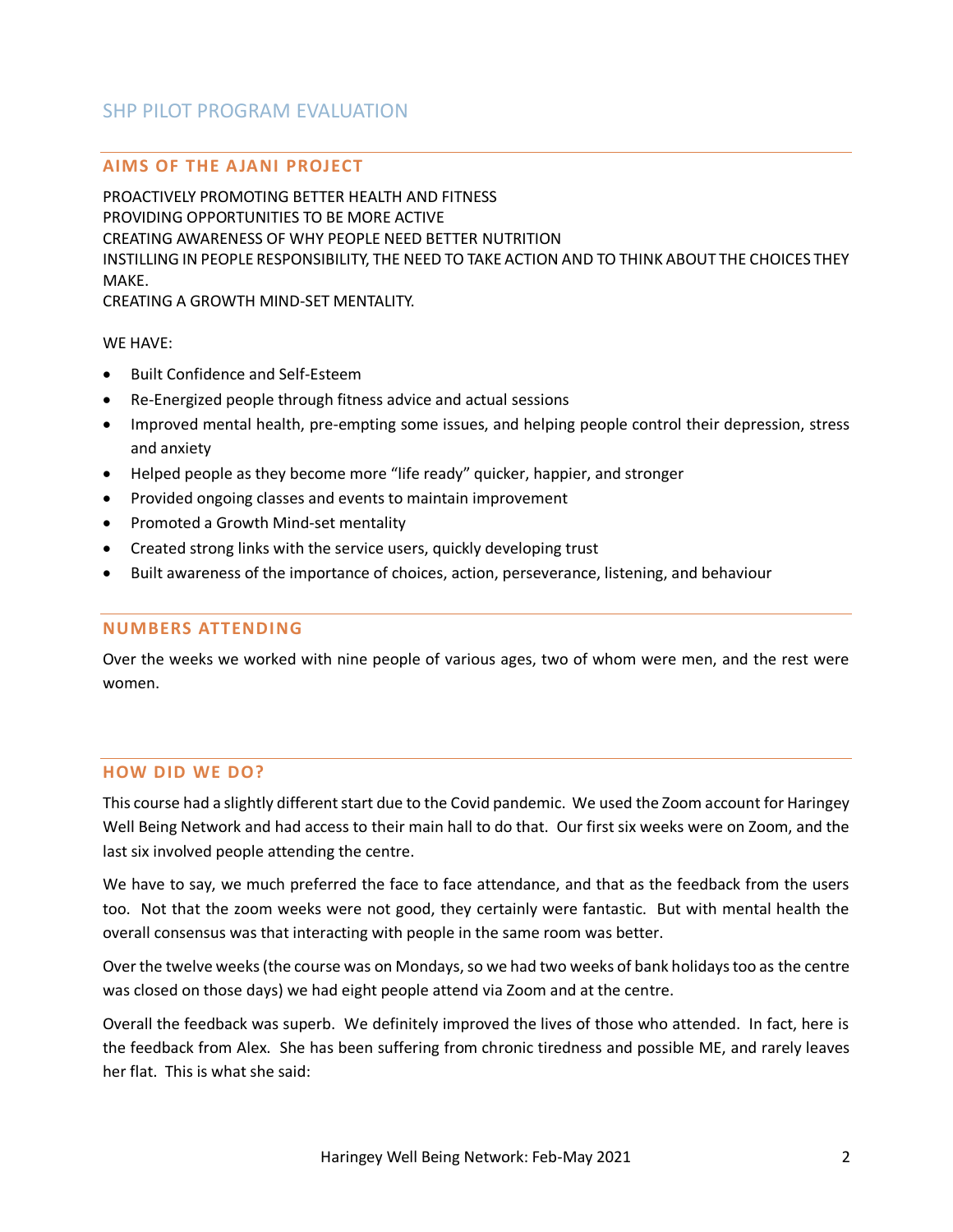# SHP PILOT PROGRAM EVALUATION

## AIMS OF THE AJANI PROJECT

PROACTIVELY PROMOTING BETTER HEALTH AND FITNESS
PROVIDING OPPORTUNITIES TO BE MORE ACTIVE
CREATING AWARENESS OF WHY PEOPLE NEED BETTER NUTRITION
INSTILLING IN PEOPLE RESPONSIBILITY, THE NEED TO TAKE ACTION AND TO THINK ABOUT THE CHOICES THEY MAKE.
CREATING A GROWTH MIND-SET MENTALITY.

WE HAVE:

- Built Confidence and Self-Esteem
- Re-Energized people through fitness advice and actual sessions
- Improved mental health, pre-empting some issues, and helping people control their depression, stress and anxiety
- Helped people as they become more "life ready" quicker, happier, and stronger
- Provided ongoing classes and events to maintain improvement
- Promoted a Growth Mind-set mentality
- Created strong links with the service users, quickly developing trust
- Built awareness of the importance of choices, action, perseverance, listening, and behaviour

## NUMBERS ATTENDING

Over the weeks we worked with nine people of various ages, two of whom were men, and the rest were women.

## HOW DID WE DO?

This course had a slightly different start due to the Covid pandemic. We used the Zoom account for Haringey Well Being Network and had access to their main hall to do that. Our first six weeks were on Zoom, and the last six involved people attending the centre.

We have to say, we much preferred the face to face attendance, and that as the feedback from the users too. Not that the zoom weeks were not good, they certainly were fantastic. But with mental health the overall consensus was that interacting with people in the same room was better.

Over the twelve weeks (the course was on Mondays, so we had two weeks of bank holidays too as the centre was closed on those days) we had eight people attend via Zoom and at the centre.

Overall the feedback was superb. We definitely improved the lives of those who attended. In fact, here is the feedback from Alex. She has been suffering from chronic tiredness and possible ME, and rarely leaves her flat. This is what she said: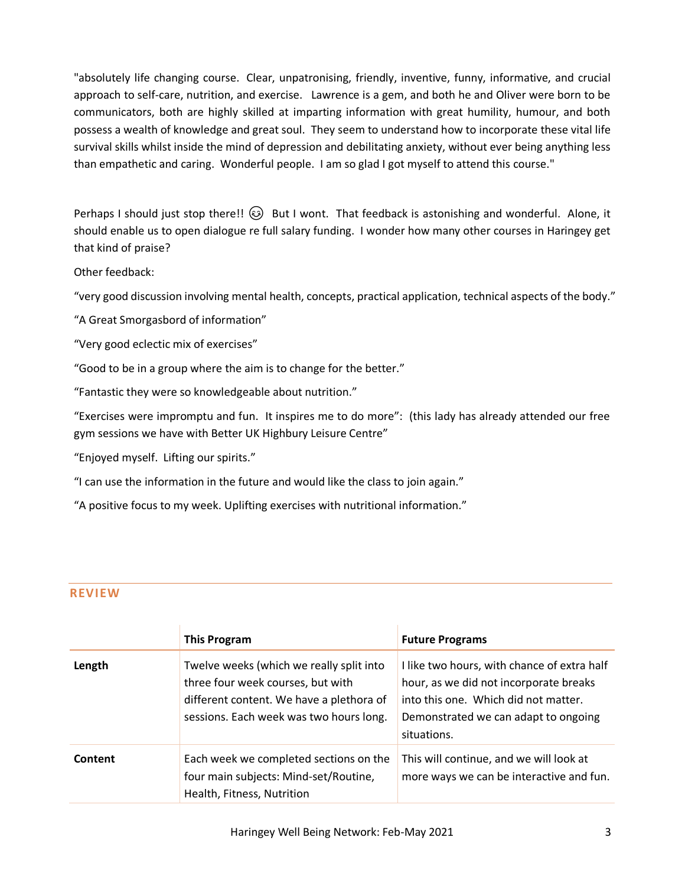"absolutely life changing course. Clear, unpatronising, friendly, inventive, funny, informative, and crucial approach to self-care, nutrition, and exercise. Lawrence is a gem, and both he and Oliver were born to be communicators, both are highly skilled at imparting information with great humility, humour, and both possess a wealth of knowledge and great soul. They seem to understand how to incorporate these vital life survival skills whilst inside the mind of depression and debilitating anxiety, without ever being anything less than empathetic and caring. Wonderful people. I am so glad I got myself to attend this course."

Perhaps I should just stop there!! 😉 But I wont. That feedback is astonishing and wonderful. Alone, it should enable us to open dialogue re full salary funding. I wonder how many other courses in Haringey get that kind of praise?

Other feedback:

"very good discussion involving mental health, concepts, practical application, technical aspects of the body."

"A Great Smorgasbord of information"

"Very good eclectic mix of exercises"

"Good to be in a group where the aim is to change for the better."

"Fantastic they were so knowledgeable about nutrition."

"Exercises were impromptu and fun. It inspires me to do more": (this lady has already attended our free gym sessions we have with Better UK Highbury Leisure Centre"

"Enjoyed myself. Lifting our spirits."

"I can use the information in the future and would like the class to join again."

"A positive focus to my week. Uplifting exercises with nutritional information."

## REVIEW

| | This Program | Future Programs |
|---|---|---|
| **Length** | Twelve weeks (which we really split into three four week courses, but with different content. We have a plethora of sessions. Each week was two hours long. | I like two hours, with chance of extra half hour, as we did not incorporate breaks into this one. Which did not matter. Demonstrated we can adapt to ongoing situations. |
| **Content** | Each week we completed sections on the four main subjects: Mind-set/Routine, Health, Fitness, Nutrition | This will continue, and we will look at more ways we can be interactive and fun. |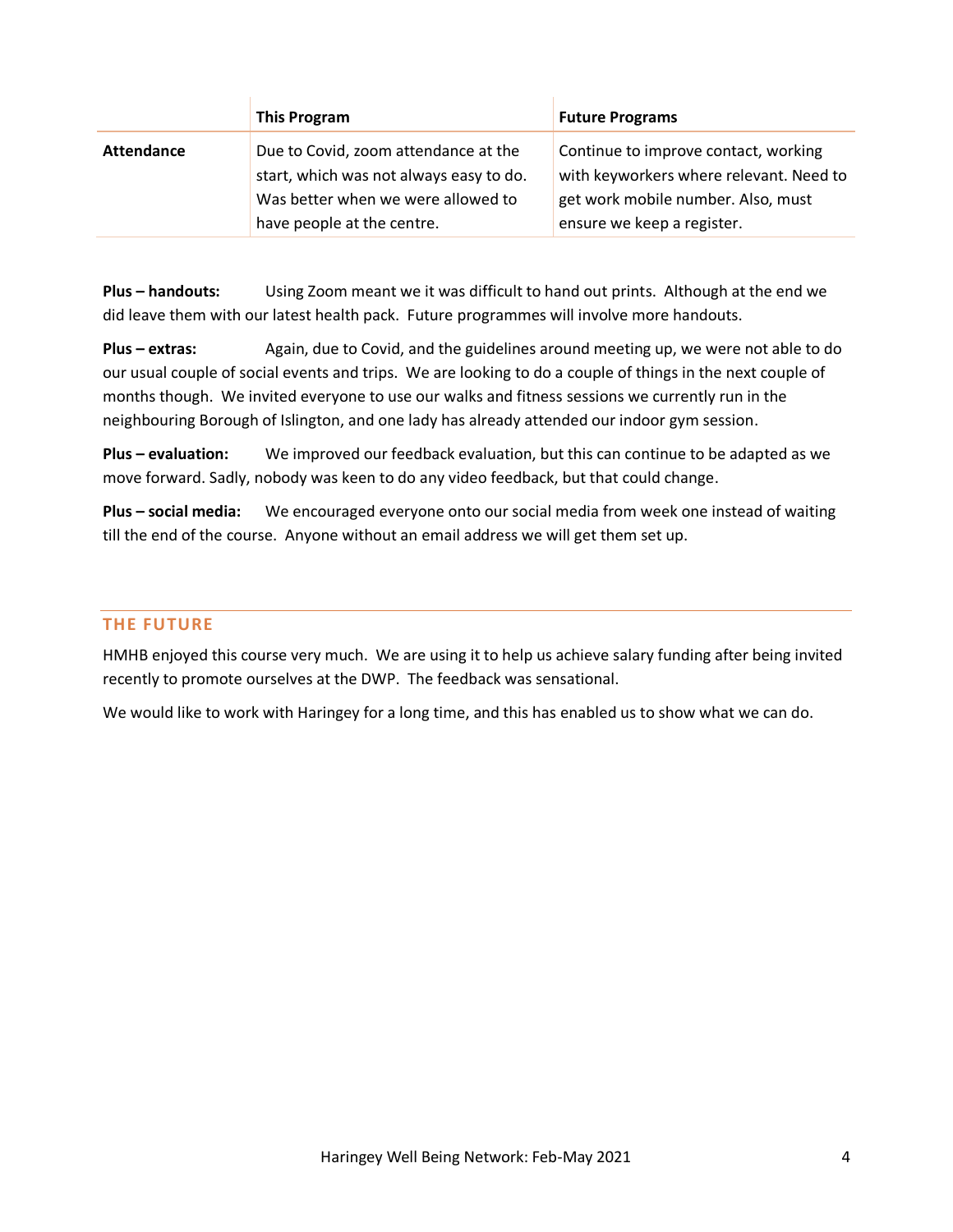| | This Program | Future Programs |
|---|---|---|
| **Attendance** | Due to Covid, zoom attendance at the start, which was not always easy to do. Was better when we were allowed to have people at the centre. | Continue to improve contact, working with keyworkers where relevant. Need to get work mobile number. Also, must ensure we keep a register. |

**Plus – handouts:** Using Zoom meant we it was difficult to hand out prints. Although at the end we did leave them with our latest health pack. Future programmes will involve more handouts.

**Plus – extras:** Again, due to Covid, and the guidelines around meeting up, we were not able to do our usual couple of social events and trips. We are looking to do a couple of things in the next couple of months though. We invited everyone to use our walks and fitness sessions we currently run in the neighbouring Borough of Islington, and one lady has already attended our indoor gym session.

**Plus – evaluation:** We improved our feedback evaluation, but this can continue to be adapted as we move forward. Sadly, nobody was keen to do any video feedback, but that could change.

**Plus – social media:** We encouraged everyone onto our social media from week one instead of waiting till the end of the course. Anyone without an email address we will get them set up.

## THE FUTURE

HMHB enjoyed this course very much. We are using it to help us achieve salary funding after being invited recently to promote ourselves at the DWP. The feedback was sensational.

We would like to work with Haringey for a long time, and this has enabled us to show what we can do.